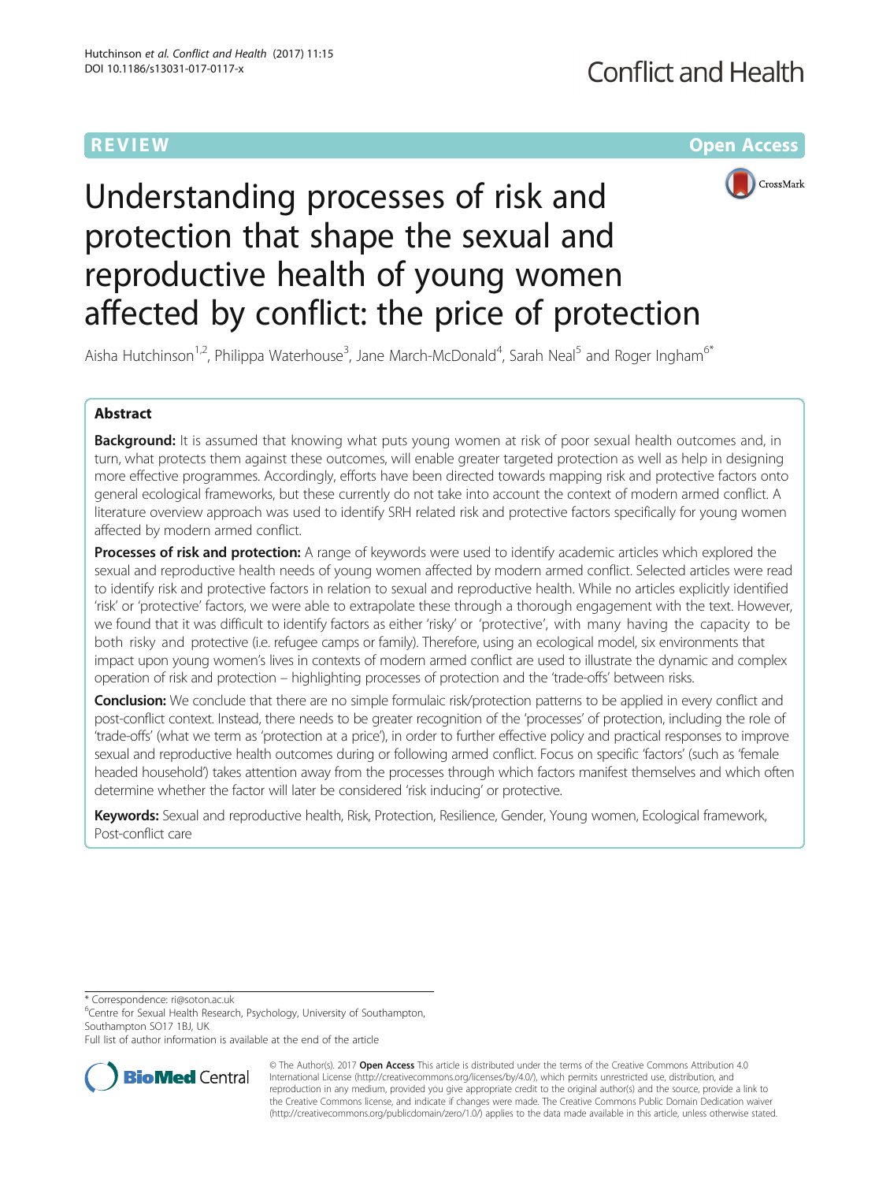REVIEW Open Access

# Understanding processes of risk and protection that shape the sexual and reproductive health of young women affected by conflict: the price of protection

Aisha Hutchinson[1,2], Philippa Waterhouse[3], Jane March-McDonald[4], Sarah Neal[5] and Roger Ingham[6*]

## Abstract

**Background:** It is assumed that knowing what puts young women at risk of poor sexual health outcomes and, in turn, what protects them against these outcomes, will enable greater targeted protection as well as help in designing more effective programmes. Accordingly, efforts have been directed towards mapping risk and protective factors onto general ecological frameworks, but these currently do not take into account the context of modern armed conflict. A literature overview approach was used to identify SRH related risk and protective factors specifically for young women affected by modern armed conflict.

**Processes of risk and protection:** A range of keywords were used to identify academic articles which explored the sexual and reproductive health needs of young women affected by modern armed conflict. Selected articles were read to identify risk and protective factors in relation to sexual and reproductive health. While no articles explicitly identified 'risk' or 'protective' factors, we were able to extrapolate these through a thorough engagement with the text. However, we found that it was difficult to identify factors as either 'risky' or 'protective', with many having the capacity to be both risky and protective (i.e. refugee camps or family). Therefore, using an ecological model, six environments that impact upon young women's lives in contexts of modern armed conflict are used to illustrate the dynamic and complex operation of risk and protection – highlighting processes of protection and the 'trade-offs' between risks.

**Conclusion:** We conclude that there are no simple formulaic risk/protection patterns to be applied in every conflict and post-conflict context. Instead, there needs to be greater recognition of the 'processes' of protection, including the role of 'trade-offs' (what we term as 'protection at a price'), in order to further effective policy and practical responses to improve sexual and reproductive health outcomes during or following armed conflict. Focus on specific 'factors' (such as 'female headed household') takes attention away from the processes through which factors manifest themselves and which often determine whether the factor will later be considered 'risk inducing' or protective.

**Keywords:** Sexual and reproductive health, Risk, Protection, Resilience, Gender, Young women, Ecological framework, Post-conflict care

---

\* Correspondence: ri@soton.ac.uk
[6]Centre for Sexual Health Research, Psychology, University of Southampton, Southampton SO17 1BJ, UK
Full list of author information is available at the end of the article

© The Author(s). 2017 **Open Access** This article is distributed under the terms of the Creative Commons Attribution 4.0 International License (http://creativecommons.org/licenses/by/4.0/), which permits unrestricted use, distribution, and reproduction in any medium, provided you give appropriate credit to the original author(s) and the source, provide a link to the Creative Commons license, and indicate if changes were made. The Creative Commons Public Domain Dedication waiver (http://creativecommons.org/publicdomain/zero/1.0/) applies to the data made available in this article, unless otherwise stated.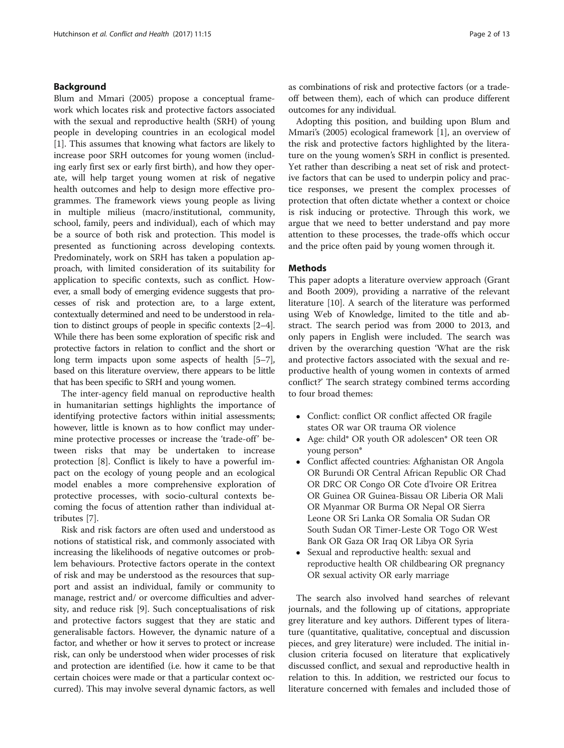## Background

Blum and Mmari (2005) propose a conceptual framework which locates risk and protective factors associated with the sexual and reproductive health (SRH) of young people in developing countries in an ecological model [1]. This assumes that knowing what factors are likely to increase poor SRH outcomes for young women (including early first sex or early first birth), and how they operate, will help target young women at risk of negative health outcomes and help to design more effective programmes. The framework views young people as living in multiple milieus (macro/institutional, community, school, family, peers and individual), each of which may be a source of both risk and protection. This model is presented as functioning across developing contexts. Predominately, work on SRH has taken a population approach, with limited consideration of its suitability for application to specific contexts, such as conflict. However, a small body of emerging evidence suggests that processes of risk and protection are, to a large extent, contextually determined and need to be understood in relation to distinct groups of people in specific contexts [2–4]. While there has been some exploration of specific risk and protective factors in relation to conflict and the short or long term impacts upon some aspects of health [5–7], based on this literature overview, there appears to be little that has been specific to SRH and young women.

The inter-agency field manual on reproductive health in humanitarian settings highlights the importance of identifying protective factors within initial assessments; however, little is known as to how conflict may undermine protective processes or increase the 'trade-off' between risks that may be undertaken to increase protection [8]. Conflict is likely to have a powerful impact on the ecology of young people and an ecological model enables a more comprehensive exploration of protective processes, with socio-cultural contexts becoming the focus of attention rather than individual attributes [7].

Risk and risk factors are often used and understood as notions of statistical risk, and commonly associated with increasing the likelihoods of negative outcomes or problem behaviours. Protective factors operate in the context of risk and may be understood as the resources that support and assist an individual, family or community to manage, restrict and/ or overcome difficulties and adversity, and reduce risk [9]. Such conceptualisations of risk and protective factors suggest that they are static and generalisable factors. However, the dynamic nature of a factor, and whether or how it serves to protect or increase risk, can only be understood when wider processes of risk and protection are identified (i.e. how it came to be that certain choices were made or that a particular context occurred). This may involve several dynamic factors, as well as combinations of risk and protective factors (or a trade-off between them), each of which can produce different outcomes for any individual.

Adopting this position, and building upon Blum and Mmari's (2005) ecological framework [1], an overview of the risk and protective factors highlighted by the literature on the young women's SRH in conflict is presented. Yet rather than describing a neat set of risk and protective factors that can be used to underpin policy and practice responses, we present the complex processes of protection that often dictate whether a context or choice is risk inducing or protective. Through this work, we argue that we need to better understand and pay more attention to these processes, the trade-offs which occur and the price often paid by young women through it.

## Methods

This paper adopts a literature overview approach (Grant and Booth 2009), providing a narrative of the relevant literature [10]. A search of the literature was performed using Web of Knowledge, limited to the title and abstract. The search period was from 2000 to 2013, and only papers in English were included. The search was driven by the overarching question 'What are the risk and protective factors associated with the sexual and reproductive health of young women in contexts of armed conflict?' The search strategy combined terms according to four broad themes:

- Conflict: conflict OR conflict affected OR fragile states OR war OR trauma OR violence
- Age: child* OR youth OR adolescen* OR teen OR young person*
- Conflict affected countries: Afghanistan OR Angola OR Burundi OR Central African Republic OR Chad OR DRC OR Congo OR Cote d'Ivoire OR Eritrea OR Guinea OR Guinea-Bissau OR Liberia OR Mali OR Myanmar OR Burma OR Nepal OR Sierra Leone OR Sri Lanka OR Somalia OR Sudan OR South Sudan OR Timer-Leste OR Togo OR West Bank OR Gaza OR Iraq OR Libya OR Syria
- Sexual and reproductive health: sexual and reproductive health OR childbearing OR pregnancy OR sexual activity OR early marriage

The search also involved hand searches of relevant journals, and the following up of citations, appropriate grey literature and key authors. Different types of literature (quantitative, qualitative, conceptual and discussion pieces, and grey literature) were included. The initial inclusion criteria focused on literature that explicatively discussed conflict, and sexual and reproductive health in relation to this. In addition, we restricted our focus to literature concerned with females and included those of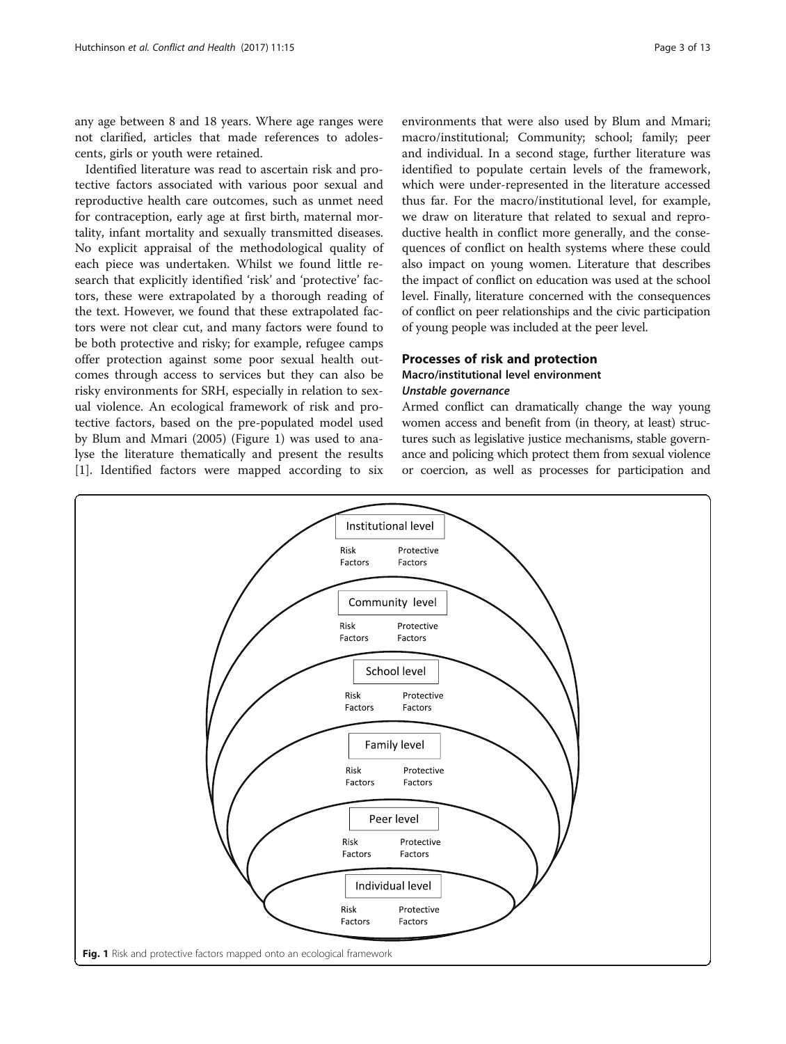any age between 8 and 18 years. Where age ranges were not clarified, articles that made references to adolescents, girls or youth were retained.

Identified literature was read to ascertain risk and protective factors associated with various poor sexual and reproductive health care outcomes, such as unmet need for contraception, early age at first birth, maternal mortality, infant mortality and sexually transmitted diseases. No explicit appraisal of the methodological quality of each piece was undertaken. Whilst we found little research that explicitly identified 'risk' and 'protective' factors, these were extrapolated by a thorough reading of the text. However, we found that these extrapolated factors were not clear cut, and many factors were found to be both protective and risky; for example, refugee camps offer protection against some poor sexual health outcomes through access to services but they can also be risky environments for SRH, especially in relation to sexual violence. An ecological framework of risk and protective factors, based on the pre-populated model used by Blum and Mmari (2005) (Figure 1) was used to analyse the literature thematically and present the results [1]. Identified factors were mapped according to six environments that were also used by Blum and Mmari; macro/institutional; Community; school; family; peer and individual. In a second stage, further literature was identified to populate certain levels of the framework, which were under-represented in the literature accessed thus far. For the macro/institutional level, for example, we draw on literature that related to sexual and reproductive health in conflict more generally, and the consequences of conflict on health systems where these could also impact on young women. Literature that describes the impact of conflict on education was used at the school level. Finally, literature concerned with the consequences of conflict on peer relationships and the civic participation of young people was included at the peer level.

## Processes of risk and protection

### Macro/institutional level environment

#### *Unstable governance*

Armed conflict can dramatically change the way young women access and benefit from (in theory, at least) structures such as legislative justice mechanisms, stable governance and policing which protect them from sexual violence or coercion, as well as processes for participation and

Institutional level
Risk Factors
Protective Factors
Community level
Risk Factors
Protective Factors
School level
Risk Factors
Protective Factors
Family level
Risk Factors
Protective Factors
Peer level
Risk Factors
Protective Factors
Individual level
Risk Factors
Protective Factors

**Fig. 1** Risk and protective factors mapped onto an ecological framework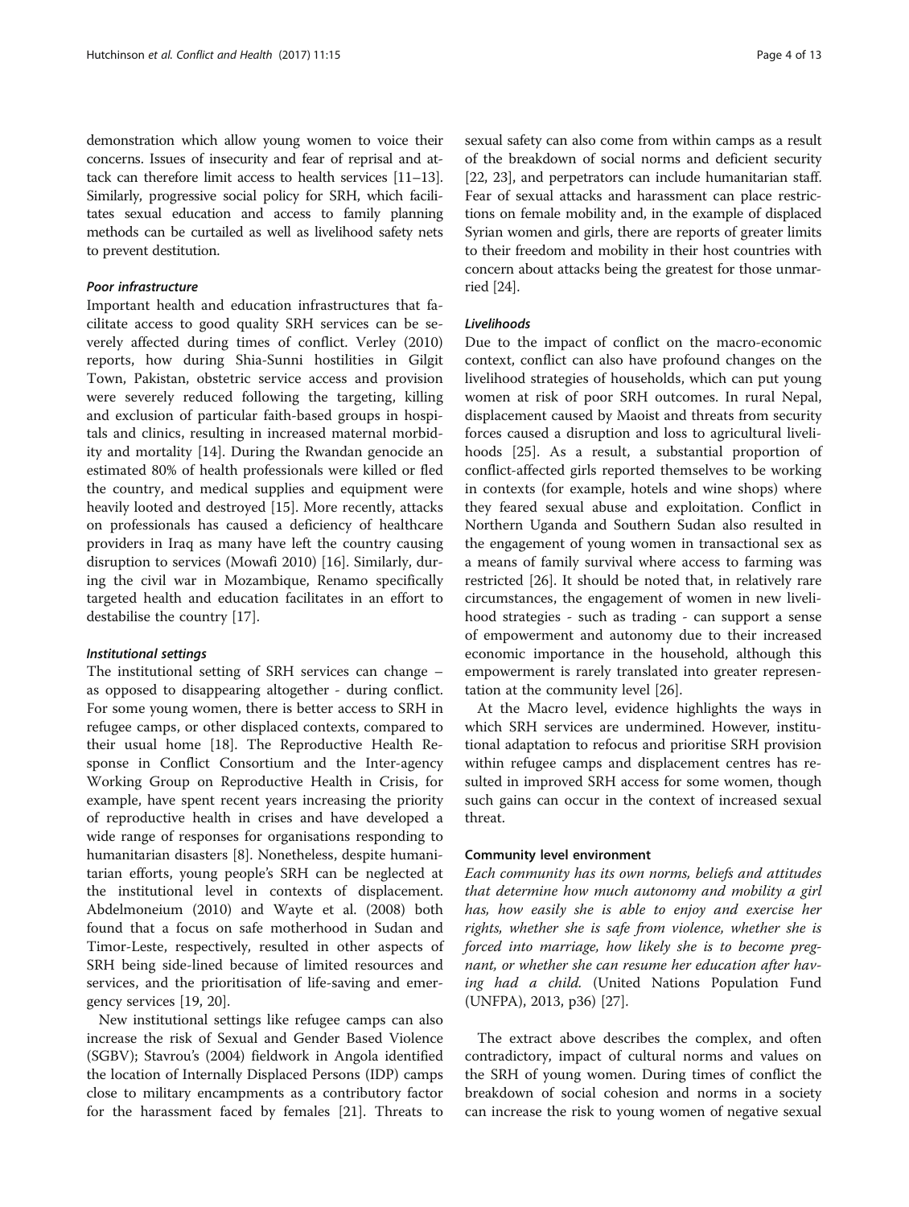demonstration which allow young women to voice their concerns. Issues of insecurity and fear of reprisal and attack can therefore limit access to health services [11–13]. Similarly, progressive social policy for SRH, which facilitates sexual education and access to family planning methods can be curtailed as well as livelihood safety nets to prevent destitution.

#### *Poor infrastructure*

Important health and education infrastructures that facilitate access to good quality SRH services can be severely affected during times of conflict. Verley (2010) reports, how during Shia-Sunni hostilities in Gilgit Town, Pakistan, obstetric service access and provision were severely reduced following the targeting, killing and exclusion of particular faith-based groups in hospitals and clinics, resulting in increased maternal morbidity and mortality [14]. During the Rwandan genocide an estimated 80% of health professionals were killed or fled the country, and medical supplies and equipment were heavily looted and destroyed [15]. More recently, attacks on professionals has caused a deficiency of healthcare providers in Iraq as many have left the country causing disruption to services (Mowafi 2010) [16]. Similarly, during the civil war in Mozambique, Renamo specifically targeted health and education facilitates in an effort to destabilise the country [17].

#### *Institutional settings*

The institutional setting of SRH services can change – as opposed to disappearing altogether - during conflict. For some young women, there is better access to SRH in refugee camps, or other displaced contexts, compared to their usual home [18]. The Reproductive Health Response in Conflict Consortium and the Inter-agency Working Group on Reproductive Health in Crisis, for example, have spent recent years increasing the priority of reproductive health in crises and have developed a wide range of responses for organisations responding to humanitarian disasters [8]. Nonetheless, despite humanitarian efforts, young people's SRH can be neglected at the institutional level in contexts of displacement. Abdelmoneium (2010) and Wayte et al. (2008) both found that a focus on safe motherhood in Sudan and Timor-Leste, respectively, resulted in other aspects of SRH being side-lined because of limited resources and services, and the prioritisation of life-saving and emergency services [19, 20].

New institutional settings like refugee camps can also increase the risk of Sexual and Gender Based Violence (SGBV); Stavrou's (2004) fieldwork in Angola identified the location of Internally Displaced Persons (IDP) camps close to military encampments as a contributory factor for the harassment faced by females [21]. Threats to sexual safety can also come from within camps as a result of the breakdown of social norms and deficient security [22, 23], and perpetrators can include humanitarian staff. Fear of sexual attacks and harassment can place restrictions on female mobility and, in the example of displaced Syrian women and girls, there are reports of greater limits to their freedom and mobility in their host countries with concern about attacks being the greatest for those unmarried [24].

#### *Livelihoods*

Due to the impact of conflict on the macro-economic context, conflict can also have profound changes on the livelihood strategies of households, which can put young women at risk of poor SRH outcomes. In rural Nepal, displacement caused by Maoist and threats from security forces caused a disruption and loss to agricultural livelihoods [25]. As a result, a substantial proportion of conflict-affected girls reported themselves to be working in contexts (for example, hotels and wine shops) where they feared sexual abuse and exploitation. Conflict in Northern Uganda and Southern Sudan also resulted in the engagement of young women in transactional sex as a means of family survival where access to farming was restricted [26]. It should be noted that, in relatively rare circumstances, the engagement of women in new livelihood strategies - such as trading - can support a sense of empowerment and autonomy due to their increased economic importance in the household, although this empowerment is rarely translated into greater representation at the community level [26].

At the Macro level, evidence highlights the ways in which SRH services are undermined. However, institutional adaptation to refocus and prioritise SRH provision within refugee camps and displacement centres has resulted in improved SRH access for some women, though such gains can occur in the context of increased sexual threat.

### Community level environment

*Each community has its own norms, beliefs and attitudes that determine how much autonomy and mobility a girl has, how easily she is able to enjoy and exercise her rights, whether she is safe from violence, whether she is forced into marriage, how likely she is to become pregnant, or whether she can resume her education after having had a child.* (United Nations Population Fund (UNFPA), 2013, p36) [27].

The extract above describes the complex, and often contradictory, impact of cultural norms and values on the SRH of young women. During times of conflict the breakdown of social cohesion and norms in a society can increase the risk to young women of negative sexual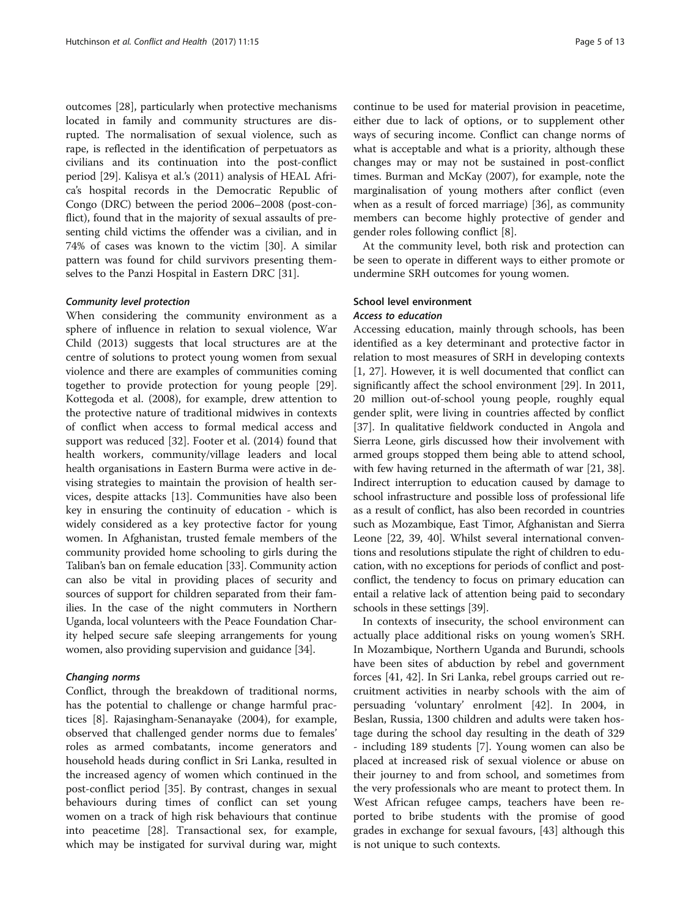outcomes [28], particularly when protective mechanisms located in family and community structures are disrupted. The normalisation of sexual violence, such as rape, is reflected in the identification of perpetuators as civilians and its continuation into the post-conflict period [29]. Kalisya et al.'s (2011) analysis of HEAL Africa's hospital records in the Democratic Republic of Congo (DRC) between the period 2006–2008 (post-conflict), found that in the majority of sexual assaults of presenting child victims the offender was a civilian, and in 74% of cases was known to the victim [30]. A similar pattern was found for child survivors presenting themselves to the Panzi Hospital in Eastern DRC [31].

#### *Community level protection*

When considering the community environment as a sphere of influence in relation to sexual violence, War Child (2013) suggests that local structures are at the centre of solutions to protect young women from sexual violence and there are examples of communities coming together to provide protection for young people [29]. Kottegoda et al. (2008), for example, drew attention to the protective nature of traditional midwives in contexts of conflict when access to formal medical access and support was reduced [32]. Footer et al. (2014) found that health workers, community/village leaders and local health organisations in Eastern Burma were active in devising strategies to maintain the provision of health services, despite attacks [13]. Communities have also been key in ensuring the continuity of education - which is widely considered as a key protective factor for young women. In Afghanistan, trusted female members of the community provided home schooling to girls during the Taliban's ban on female education [33]. Community action can also be vital in providing places of security and sources of support for children separated from their families. In the case of the night commuters in Northern Uganda, local volunteers with the Peace Foundation Charity helped secure safe sleeping arrangements for young women, also providing supervision and guidance [34].

#### *Changing norms*

Conflict, through the breakdown of traditional norms, has the potential to challenge or change harmful practices [8]. Rajasingham-Senanayake (2004), for example, observed that challenged gender norms due to females' roles as armed combatants, income generators and household heads during conflict in Sri Lanka, resulted in the increased agency of women which continued in the post-conflict period [35]. By contrast, changes in sexual behaviours during times of conflict can set young women on a track of high risk behaviours that continue into peacetime [28]. Transactional sex, for example, which may be instigated for survival during war, might continue to be used for material provision in peacetime, either due to lack of options, or to supplement other ways of securing income. Conflict can change norms of what is acceptable and what is a priority, although these changes may or may not be sustained in post-conflict times. Burman and McKay (2007), for example, note the marginalisation of young mothers after conflict (even when as a result of forced marriage) [36], as community members can become highly protective of gender and gender roles following conflict [8].

At the community level, both risk and protection can be seen to operate in different ways to either promote or undermine SRH outcomes for young women.

### School level environment

#### *Access to education*

Accessing education, mainly through schools, has been identified as a key determinant and protective factor in relation to most measures of SRH in developing contexts [1, 27]. However, it is well documented that conflict can significantly affect the school environment [29]. In 2011, 20 million out-of-school young people, roughly equal gender split, were living in countries affected by conflict [37]. In qualitative fieldwork conducted in Angola and Sierra Leone, girls discussed how their involvement with armed groups stopped them being able to attend school, with few having returned in the aftermath of war [21, 38]. Indirect interruption to education caused by damage to school infrastructure and possible loss of professional life as a result of conflict, has also been recorded in countries such as Mozambique, East Timor, Afghanistan and Sierra Leone [22, 39, 40]. Whilst several international conventions and resolutions stipulate the right of children to education, with no exceptions for periods of conflict and post-conflict, the tendency to focus on primary education can entail a relative lack of attention being paid to secondary schools in these settings [39].

In contexts of insecurity, the school environment can actually place additional risks on young women's SRH. In Mozambique, Northern Uganda and Burundi, schools have been sites of abduction by rebel and government forces [41, 42]. In Sri Lanka, rebel groups carried out recruitment activities in nearby schools with the aim of persuading 'voluntary' enrolment [42]. In 2004, in Beslan, Russia, 1300 children and adults were taken hostage during the school day resulting in the death of 329 - including 189 students [7]. Young women can also be placed at increased risk of sexual violence or abuse on their journey to and from school, and sometimes from the very professionals who are meant to protect them. In West African refugee camps, teachers have been reported to bribe students with the promise of good grades in exchange for sexual favours, [43] although this is not unique to such contexts.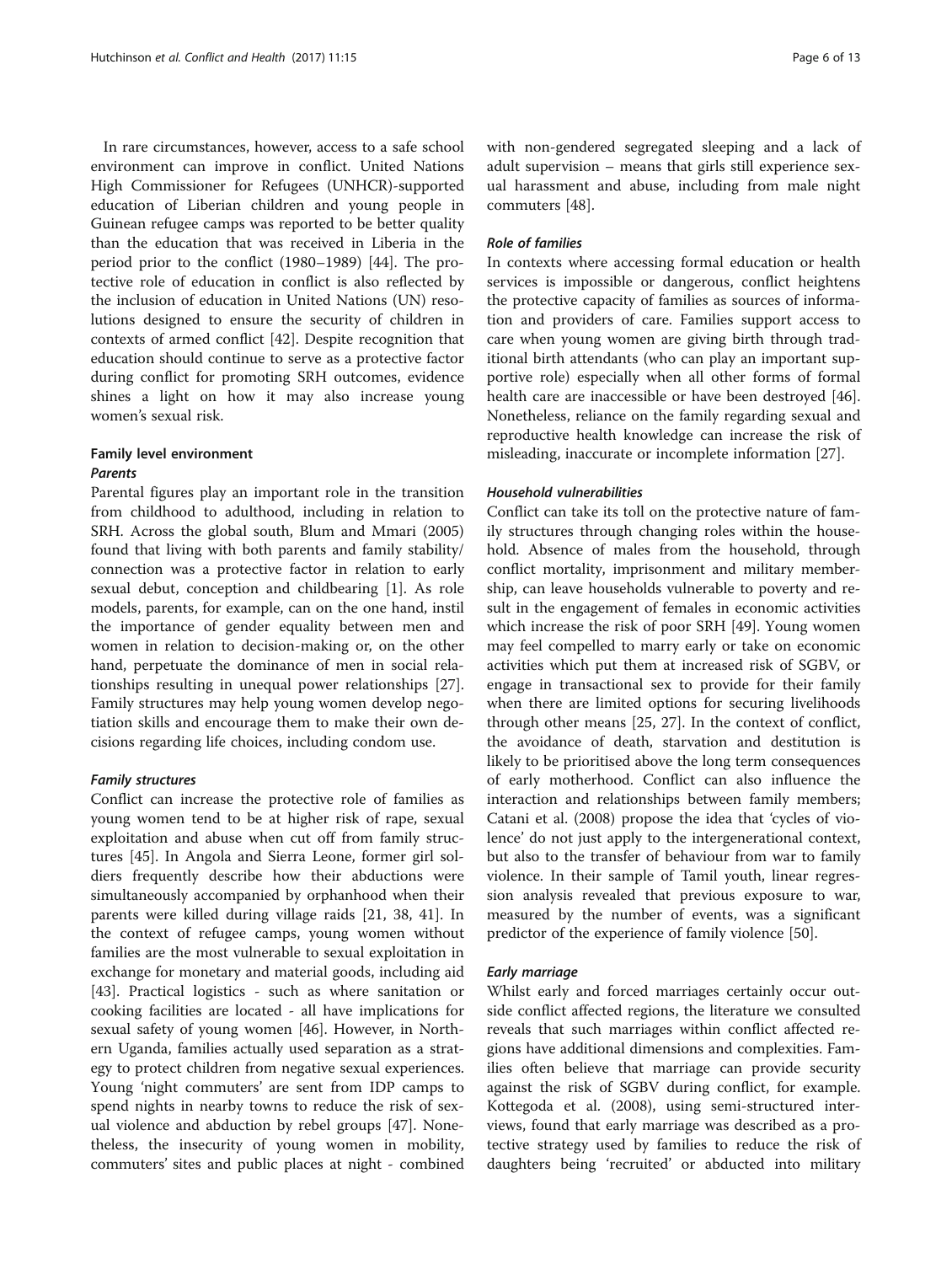In rare circumstances, however, access to a safe school environment can improve in conflict. United Nations High Commissioner for Refugees (UNHCR)-supported education of Liberian children and young people in Guinean refugee camps was reported to be better quality than the education that was received in Liberia in the period prior to the conflict (1980–1989) [44]. The protective role of education in conflict is also reflected by the inclusion of education in United Nations (UN) resolutions designed to ensure the security of children in contexts of armed conflict [42]. Despite recognition that education should continue to serve as a protective factor during conflict for promoting SRH outcomes, evidence shines a light on how it may also increase young women's sexual risk.

### Family level environment

#### *Parents*

Parental figures play an important role in the transition from childhood to adulthood, including in relation to SRH. Across the global south, Blum and Mmari (2005) found that living with both parents and family stability/connection was a protective factor in relation to early sexual debut, conception and childbearing [1]. As role models, parents, for example, can on the one hand, instil the importance of gender equality between men and women in relation to decision-making or, on the other hand, perpetuate the dominance of men in social relationships resulting in unequal power relationships [27]. Family structures may help young women develop negotiation skills and encourage them to make their own decisions regarding life choices, including condom use.

#### *Family structures*

Conflict can increase the protective role of families as young women tend to be at higher risk of rape, sexual exploitation and abuse when cut off from family structures [45]. In Angola and Sierra Leone, former girl soldiers frequently describe how their abductions were simultaneously accompanied by orphanhood when their parents were killed during village raids [21, 38, 41]. In the context of refugee camps, young women without families are the most vulnerable to sexual exploitation in exchange for monetary and material goods, including aid [43]. Practical logistics - such as where sanitation or cooking facilities are located - all have implications for sexual safety of young women [46]. However, in Northern Uganda, families actually used separation as a strategy to protect children from negative sexual experiences. Young 'night commuters' are sent from IDP camps to spend nights in nearby towns to reduce the risk of sexual violence and abduction by rebel groups [47]. Nonetheless, the insecurity of young women in mobility, commuters' sites and public places at night - combined with non-gendered segregated sleeping and a lack of adult supervision – means that girls still experience sexual harassment and abuse, including from male night commuters [48].

#### *Role of families*

In contexts where accessing formal education or health services is impossible or dangerous, conflict heightens the protective capacity of families as sources of information and providers of care. Families support access to care when young women are giving birth through traditional birth attendants (who can play an important supportive role) especially when all other forms of formal health care are inaccessible or have been destroyed [46]. Nonetheless, reliance on the family regarding sexual and reproductive health knowledge can increase the risk of misleading, inaccurate or incomplete information [27].

#### *Household vulnerabilities*

Conflict can take its toll on the protective nature of family structures through changing roles within the household. Absence of males from the household, through conflict mortality, imprisonment and military membership, can leave households vulnerable to poverty and result in the engagement of females in economic activities which increase the risk of poor SRH [49]. Young women may feel compelled to marry early or take on economic activities which put them at increased risk of SGBV, or engage in transactional sex to provide for their family when there are limited options for securing livelihoods through other means [25, 27]. In the context of conflict, the avoidance of death, starvation and destitution is likely to be prioritised above the long term consequences of early motherhood. Conflict can also influence the interaction and relationships between family members; Catani et al. (2008) propose the idea that 'cycles of violence' do not just apply to the intergenerational context, but also to the transfer of behaviour from war to family violence. In their sample of Tamil youth, linear regression analysis revealed that previous exposure to war, measured by the number of events, was a significant predictor of the experience of family violence [50].

#### *Early marriage*

Whilst early and forced marriages certainly occur outside conflict affected regions, the literature we consulted reveals that such marriages within conflict affected regions have additional dimensions and complexities. Families often believe that marriage can provide security against the risk of SGBV during conflict, for example. Kottegoda et al. (2008), using semi-structured interviews, found that early marriage was described as a protective strategy used by families to reduce the risk of daughters being 'recruited' or abducted into military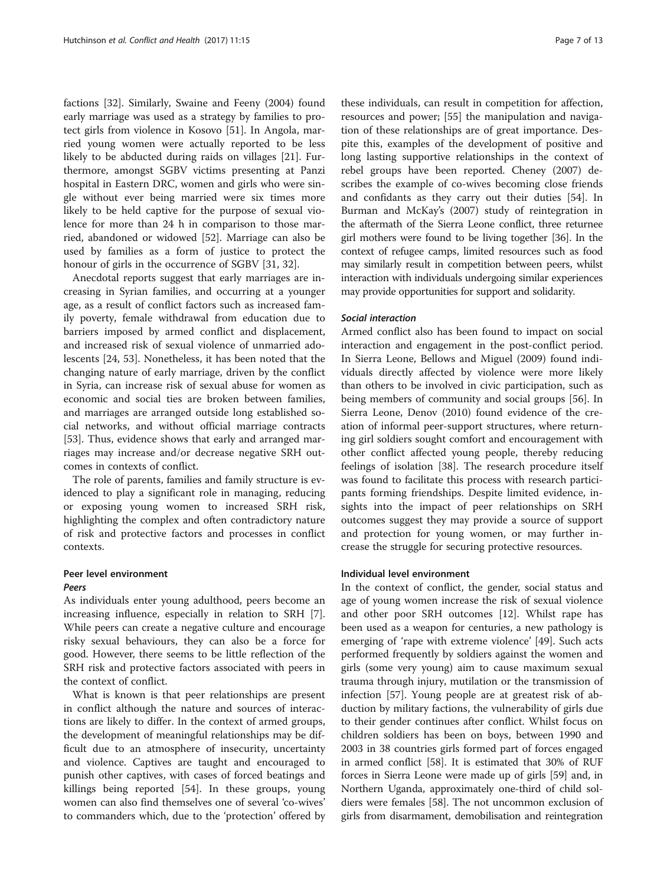factions [32]. Similarly, Swaine and Feeny (2004) found early marriage was used as a strategy by families to protect girls from violence in Kosovo [51]. In Angola, married young women were actually reported to be less likely to be abducted during raids on villages [21]. Furthermore, amongst SGBV victims presenting at Panzi hospital in Eastern DRC, women and girls who were single without ever being married were six times more likely to be held captive for the purpose of sexual violence for more than 24 h in comparison to those married, abandoned or widowed [52]. Marriage can also be used by families as a form of justice to protect the honour of girls in the occurrence of SGBV [31, 32].

Anecdotal reports suggest that early marriages are increasing in Syrian families, and occurring at a younger age, as a result of conflict factors such as increased family poverty, female withdrawal from education due to barriers imposed by armed conflict and displacement, and increased risk of sexual violence of unmarried adolescents [24, 53]. Nonetheless, it has been noted that the changing nature of early marriage, driven by the conflict in Syria, can increase risk of sexual abuse for women as economic and social ties are broken between families, and marriages are arranged outside long established social networks, and without official marriage contracts [53]. Thus, evidence shows that early and arranged marriages may increase and/or decrease negative SRH outcomes in contexts of conflict.

The role of parents, families and family structure is evidenced to play a significant role in managing, reducing or exposing young women to increased SRH risk, highlighting the complex and often contradictory nature of risk and protective factors and processes in conflict contexts.

### Peer level environment

#### *Peers*

As individuals enter young adulthood, peers become an increasing influence, especially in relation to SRH [7]. While peers can create a negative culture and encourage risky sexual behaviours, they can also be a force for good. However, there seems to be little reflection of the SRH risk and protective factors associated with peers in the context of conflict.

What is known is that peer relationships are present in conflict although the nature and sources of interactions are likely to differ. In the context of armed groups, the development of meaningful relationships may be difficult due to an atmosphere of insecurity, uncertainty and violence. Captives are taught and encouraged to punish other captives, with cases of forced beatings and killings being reported [54]. In these groups, young women can also find themselves one of several 'co-wives' to commanders which, due to the 'protection' offered by these individuals, can result in competition for affection, resources and power; [55] the manipulation and navigation of these relationships are of great importance. Despite this, examples of the development of positive and long lasting supportive relationships in the context of rebel groups have been reported. Cheney (2007) describes the example of co-wives becoming close friends and confidants as they carry out their duties [54]. In Burman and McKay's (2007) study of reintegration in the aftermath of the Sierra Leone conflict, three returnee girl mothers were found to be living together [36]. In the context of refugee camps, limited resources such as food may similarly result in competition between peers, whilst interaction with individuals undergoing similar experiences may provide opportunities for support and solidarity.

#### *Social interaction*

Armed conflict also has been found to impact on social interaction and engagement in the post-conflict period. In Sierra Leone, Bellows and Miguel (2009) found individuals directly affected by violence were more likely than others to be involved in civic participation, such as being members of community and social groups [56]. In Sierra Leone, Denov (2010) found evidence of the creation of informal peer-support structures, where returning girl soldiers sought comfort and encouragement with other conflict affected young people, thereby reducing feelings of isolation [38]. The research procedure itself was found to facilitate this process with research participants forming friendships. Despite limited evidence, insights into the impact of peer relationships on SRH outcomes suggest they may provide a source of support and protection for young women, or may further increase the struggle for securing protective resources.

### Individual level environment

In the context of conflict, the gender, social status and age of young women increase the risk of sexual violence and other poor SRH outcomes [12]. Whilst rape has been used as a weapon for centuries, a new pathology is emerging of 'rape with extreme violence' [49]. Such acts performed frequently by soldiers against the women and girls (some very young) aim to cause maximum sexual trauma through injury, mutilation or the transmission of infection [57]. Young people are at greatest risk of abduction by military factions, the vulnerability of girls due to their gender continues after conflict. Whilst focus on children soldiers has been on boys, between 1990 and 2003 in 38 countries girls formed part of forces engaged in armed conflict [58]. It is estimated that 30% of RUF forces in Sierra Leone were made up of girls [59] and, in Northern Uganda, approximately one-third of child soldiers were females [58]. The not uncommon exclusion of girls from disarmament, demobilisation and reintegration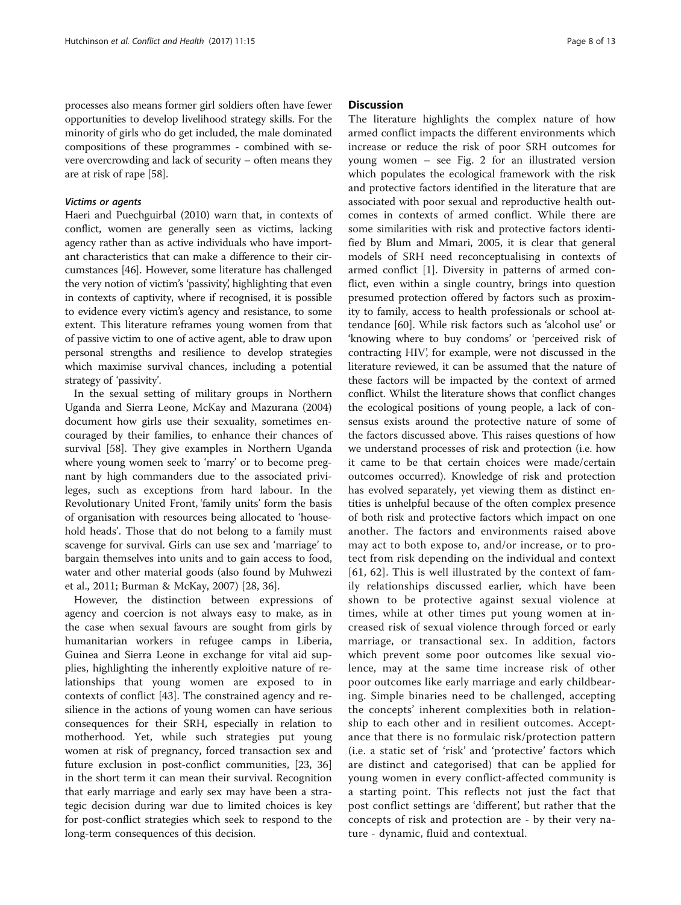processes also means former girl soldiers often have fewer opportunities to develop livelihood strategy skills. For the minority of girls who do get included, the male dominated compositions of these programmes - combined with severe overcrowding and lack of security – often means they are at risk of rape [58].

#### *Victims or agents*

Haeri and Puechguirbal (2010) warn that, in contexts of conflict, women are generally seen as victims, lacking agency rather than as active individuals who have important characteristics that can make a difference to their circumstances [46]. However, some literature has challenged the very notion of victim's 'passivity', highlighting that even in contexts of captivity, where if recognised, it is possible to evidence every victim's agency and resistance, to some extent. This literature reframes young women from that of passive victim to one of active agent, able to draw upon personal strengths and resilience to develop strategies which maximise survival chances, including a potential strategy of 'passivity'.

In the sexual setting of military groups in Northern Uganda and Sierra Leone, McKay and Mazurana (2004) document how girls use their sexuality, sometimes encouraged by their families, to enhance their chances of survival [58]. They give examples in Northern Uganda where young women seek to 'marry' or to become pregnant by high commanders due to the associated privileges, such as exceptions from hard labour. In the Revolutionary United Front, 'family units' form the basis of organisation with resources being allocated to 'household heads'. Those that do not belong to a family must scavenge for survival. Girls can use sex and 'marriage' to bargain themselves into units and to gain access to food, water and other material goods (also found by Muhwezi et al., 2011; Burman & McKay, 2007) [28, 36].

However, the distinction between expressions of agency and coercion is not always easy to make, as in the case when sexual favours are sought from girls by humanitarian workers in refugee camps in Liberia, Guinea and Sierra Leone in exchange for vital aid supplies, highlighting the inherently exploitive nature of relationships that young women are exposed to in contexts of conflict [43]. The constrained agency and resilience in the actions of young women can have serious consequences for their SRH, especially in relation to motherhood. Yet, while such strategies put young women at risk of pregnancy, forced transaction sex and future exclusion in post-conflict communities, [23, 36] in the short term it can mean their survival. Recognition that early marriage and early sex may have been a strategic decision during war due to limited choices is key for post-conflict strategies which seek to respond to the long-term consequences of this decision.

## Discussion

The literature highlights the complex nature of how armed conflict impacts the different environments which increase or reduce the risk of poor SRH outcomes for young women – see Fig. 2 for an illustrated version which populates the ecological framework with the risk and protective factors identified in the literature that are associated with poor sexual and reproductive health outcomes in contexts of armed conflict. While there are some similarities with risk and protective factors identified by Blum and Mmari, 2005, it is clear that general models of SRH need reconceptualising in contexts of armed conflict [1]. Diversity in patterns of armed conflict, even within a single country, brings into question presumed protection offered by factors such as proximity to family, access to health professionals or school attendance [60]. While risk factors such as 'alcohol use' or 'knowing where to buy condoms' or 'perceived risk of contracting HIV', for example, were not discussed in the literature reviewed, it can be assumed that the nature of these factors will be impacted by the context of armed conflict. Whilst the literature shows that conflict changes the ecological positions of young people, a lack of consensus exists around the protective nature of some of the factors discussed above. This raises questions of how we understand processes of risk and protection (i.e. how it came to be that certain choices were made/certain outcomes occurred). Knowledge of risk and protection has evolved separately, yet viewing them as distinct entities is unhelpful because of the often complex presence of both risk and protective factors which impact on one another. The factors and environments raised above may act to both expose to, and/or increase, or to protect from risk depending on the individual and context [61, 62]. This is well illustrated by the context of family relationships discussed earlier, which have been shown to be protective against sexual violence at times, while at other times put young women at increased risk of sexual violence through forced or early marriage, or transactional sex. In addition, factors which prevent some poor outcomes like sexual violence, may at the same time increase risk of other poor outcomes like early marriage and early childbearing. Simple binaries need to be challenged, accepting the concepts' inherent complexities both in relationship to each other and in resilient outcomes. Acceptance that there is no formulaic risk/protection pattern (i.e. a static set of 'risk' and 'protective' factors which are distinct and categorised) that can be applied for young women in every conflict-affected community is a starting point. This reflects not just the fact that post conflict settings are 'different', but rather that the concepts of risk and protection are - by their very nature - dynamic, fluid and contextual.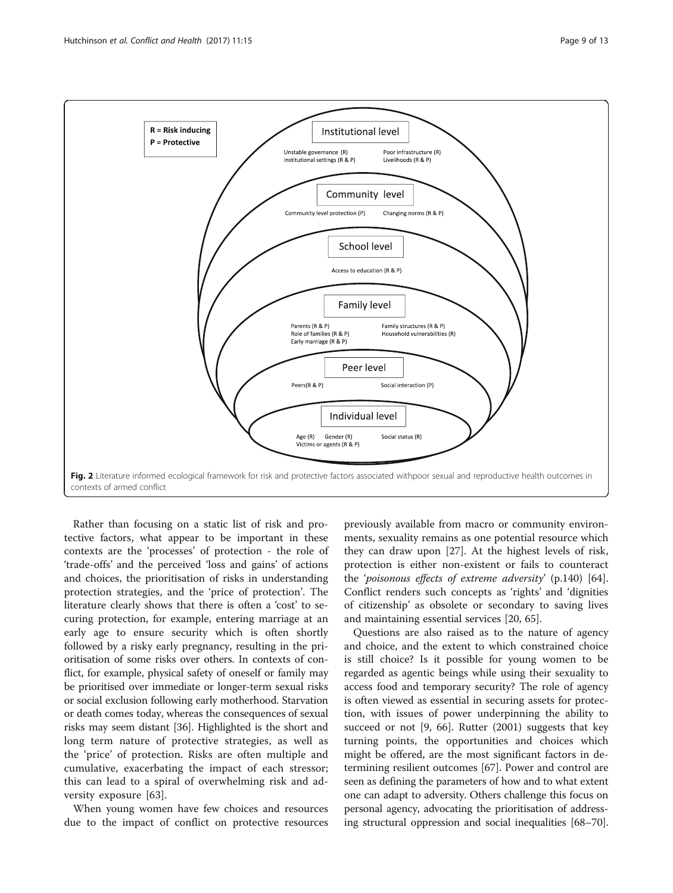R = Risk inducing
P = Protective

Institutional level

Unstable governance (R)
Institutional settings (R & P)
Poor infrastructure (R)
Livelihoods (R & P)

Community level

Community level protection (P)
Changing norms (R & P)

School level

Access to education (R & P)

Family level

Parents (R & P)
Role of families (R & P)
Early marriage (R & P)
Family structures (R & P)
Household vulnerabilities (R)

Peer level

Peers(R & P)
Social interaction (P)

Individual level

Age (R)
Gender (R)
Victims or agents (R & P)
Social status (R)

**Fig. 2** Literature informed ecological framework for risk and protective factors associated withpoor sexual and reproductive health outcomes in contexts of armed conflict

Rather than focusing on a static list of risk and protective factors, what appear to be important in these contexts are the 'processes' of protection - the role of 'trade-offs' and the perceived 'loss and gains' of actions and choices, the prioritisation of risks in understanding protection strategies, and the 'price of protection'. The literature clearly shows that there is often a 'cost' to securing protection, for example, entering marriage at an early age to ensure security which is often shortly followed by a risky early pregnancy, resulting in the prioritisation of some risks over others. In contexts of conflict, for example, physical safety of oneself or family may be prioritised over immediate or longer-term sexual risks or social exclusion following early motherhood. Starvation or death comes today, whereas the consequences of sexual risks may seem distant [36]. Highlighted is the short and long term nature of protective strategies, as well as the 'price' of protection. Risks are often multiple and cumulative, exacerbating the impact of each stressor; this can lead to a spiral of overwhelming risk and adversity exposure [63].

When young women have few choices and resources due to the impact of conflict on protective resources previously available from macro or community environments, sexuality remains as one potential resource which they can draw upon [27]. At the highest levels of risk, protection is either non-existent or fails to counteract the '*poisonous effects of extreme adversity*' (p.140) [64]. Conflict renders such concepts as 'rights' and 'dignities of citizenship' as obsolete or secondary to saving lives and maintaining essential services [20, 65].

Questions are also raised as to the nature of agency and choice, and the extent to which constrained choice is still choice? Is it possible for young women to be regarded as agentic beings while using their sexuality to access food and temporary security? The role of agency is often viewed as essential in securing assets for protection, with issues of power underpinning the ability to succeed or not [9, 66]. Rutter (2001) suggests that key turning points, the opportunities and choices which might be offered, are the most significant factors in determining resilient outcomes [67]. Power and control are seen as defining the parameters of how and to what extent one can adapt to adversity. Others challenge this focus on personal agency, advocating the prioritisation of addressing structural oppression and social inequalities [68–70].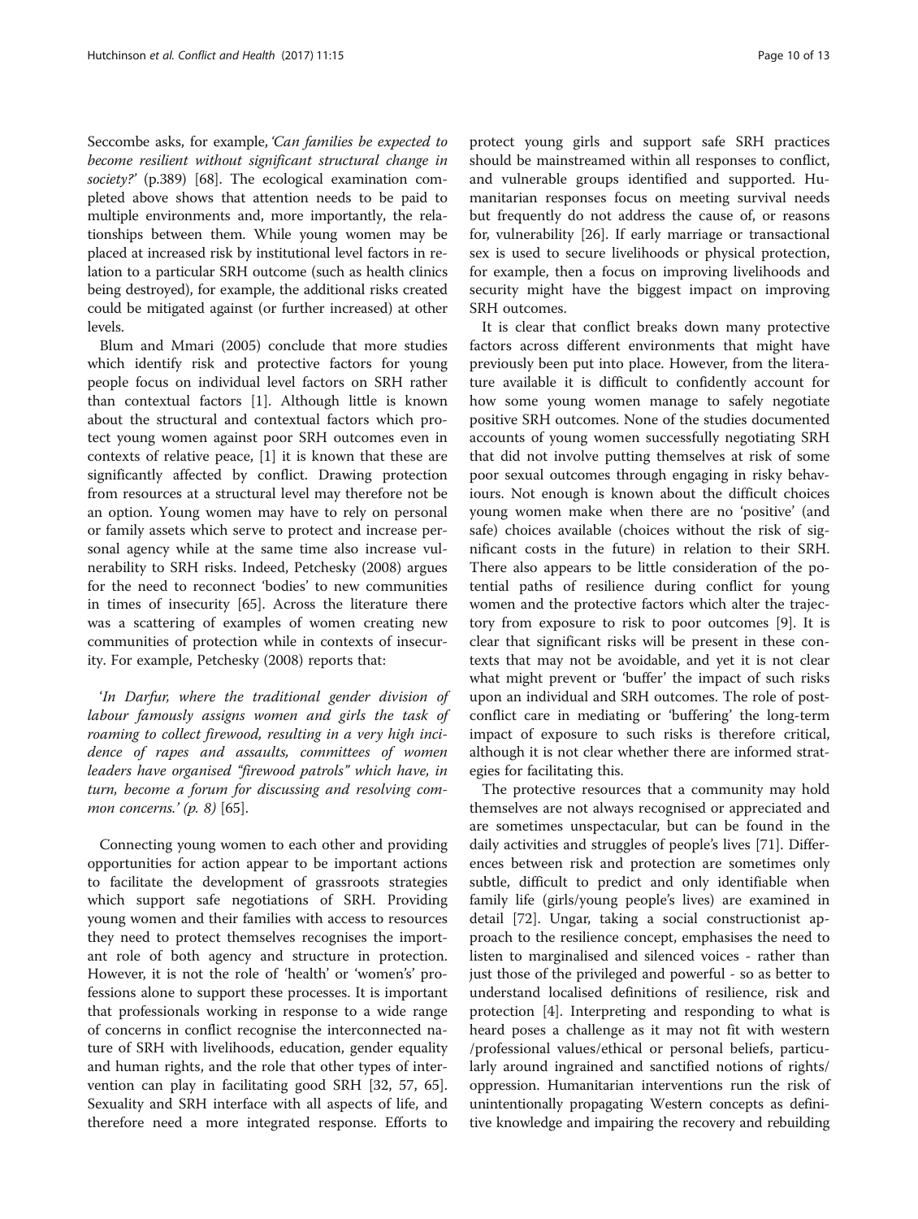Seccombe asks, for example, *'Can families be expected to become resilient without significant structural change in society?'* (p.389) [68]. The ecological examination completed above shows that attention needs to be paid to multiple environments and, more importantly, the relationships between them. While young women may be placed at increased risk by institutional level factors in relation to a particular SRH outcome (such as health clinics being destroyed), for example, the additional risks created could be mitigated against (or further increased) at other levels.

Blum and Mmari (2005) conclude that more studies which identify risk and protective factors for young people focus on individual level factors on SRH rather than contextual factors [1]. Although little is known about the structural and contextual factors which protect young women against poor SRH outcomes even in contexts of relative peace, [1] it is known that these are significantly affected by conflict. Drawing protection from resources at a structural level may therefore not be an option. Young women may have to rely on personal or family assets which serve to protect and increase personal agency while at the same time also increase vulnerability to SRH risks. Indeed, Petchesky (2008) argues for the need to reconnect 'bodies' to new communities in times of insecurity [65]. Across the literature there was a scattering of examples of women creating new communities of protection while in contexts of insecurity. For example, Petchesky (2008) reports that:

> *'In Darfur, where the traditional gender division of labour famously assigns women and girls the task of roaming to collect firewood, resulting in a very high incidence of rapes and assaults, committees of women leaders have organised "firewood patrols" which have, in turn, become a forum for discussing and resolving common concerns.' (p. 8)* [65].

Connecting young women to each other and providing opportunities for action appear to be important actions to facilitate the development of grassroots strategies which support safe negotiations of SRH. Providing young women and their families with access to resources they need to protect themselves recognises the important role of both agency and structure in protection. However, it is not the role of 'health' or 'women's' professions alone to support these processes. It is important that professionals working in response to a wide range of concerns in conflict recognise the interconnected nature of SRH with livelihoods, education, gender equality and human rights, and the role that other types of intervention can play in facilitating good SRH [32, 57, 65]. Sexuality and SRH interface with all aspects of life, and therefore need a more integrated response. Efforts to protect young girls and support safe SRH practices should be mainstreamed within all responses to conflict, and vulnerable groups identified and supported. Humanitarian responses focus on meeting survival needs but frequently do not address the cause of, or reasons for, vulnerability [26]. If early marriage or transactional sex is used to secure livelihoods or physical protection, for example, then a focus on improving livelihoods and security might have the biggest impact on improving SRH outcomes.

It is clear that conflict breaks down many protective factors across different environments that might have previously been put into place. However, from the literature available it is difficult to confidently account for how some young women manage to safely negotiate positive SRH outcomes. None of the studies documented accounts of young women successfully negotiating SRH that did not involve putting themselves at risk of some poor sexual outcomes through engaging in risky behaviours. Not enough is known about the difficult choices young women make when there are no 'positive' (and safe) choices available (choices without the risk of significant costs in the future) in relation to their SRH. There also appears to be little consideration of the potential paths of resilience during conflict for young women and the protective factors which alter the trajectory from exposure to risk to poor outcomes [9]. It is clear that significant risks will be present in these contexts that may not be avoidable, and yet it is not clear what might prevent or 'buffer' the impact of such risks upon an individual and SRH outcomes. The role of post-conflict care in mediating or 'buffering' the long-term impact of exposure to such risks is therefore critical, although it is not clear whether there are informed strategies for facilitating this.

The protective resources that a community may hold themselves are not always recognised or appreciated and are sometimes unspectacular, but can be found in the daily activities and struggles of people's lives [71]. Differences between risk and protection are sometimes only subtle, difficult to predict and only identifiable when family life (girls/young people's lives) are examined in detail [72]. Ungar, taking a social constructionist approach to the resilience concept, emphasises the need to listen to marginalised and silenced voices - rather than just those of the privileged and powerful - so as better to understand localised definitions of resilience, risk and protection [4]. Interpreting and responding to what is heard poses a challenge as it may not fit with western /professional values/ethical or personal beliefs, particularly around ingrained and sanctified notions of rights/oppression. Humanitarian interventions run the risk of unintentionally propagating Western concepts as definitive knowledge and impairing the recovery and rebuilding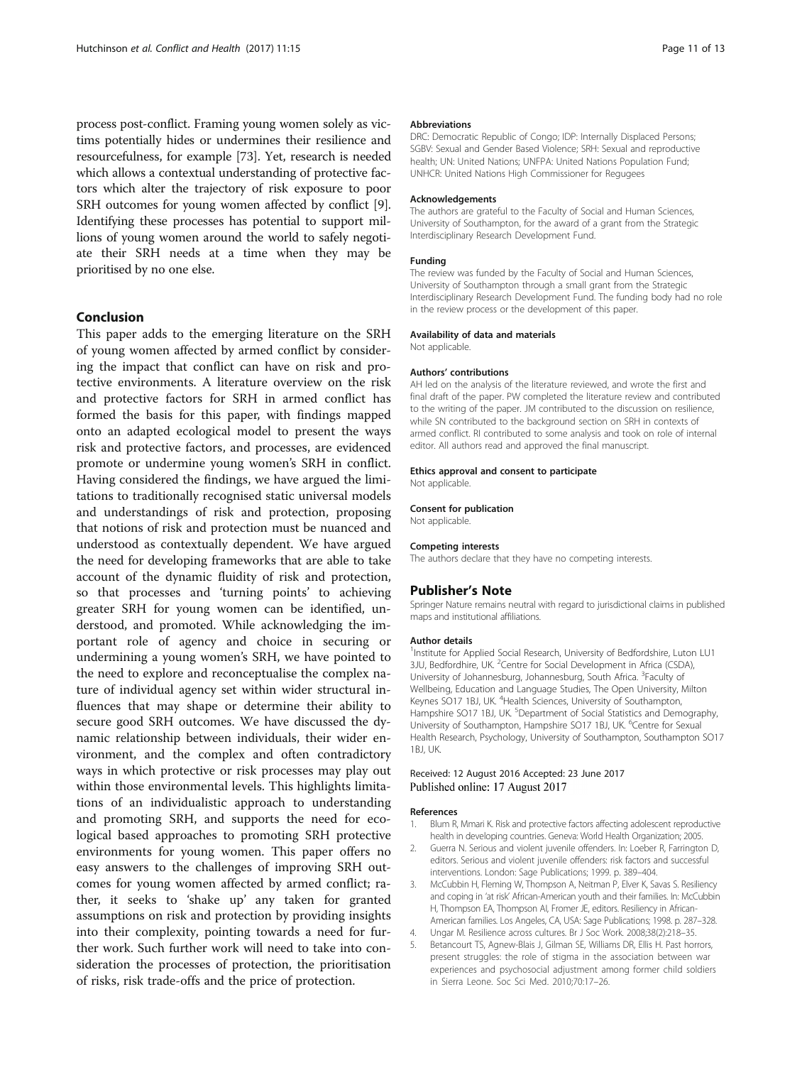process post-conflict. Framing young women solely as victims potentially hides or undermines their resilience and resourcefulness, for example [73]. Yet, research is needed which allows a contextual understanding of protective factors which alter the trajectory of risk exposure to poor SRH outcomes for young women affected by conflict [9]. Identifying these processes has potential to support millions of young women around the world to safely negotiate their SRH needs at a time when they may be prioritised by no one else.

## Conclusion

This paper adds to the emerging literature on the SRH of young women affected by armed conflict by considering the impact that conflict can have on risk and protective environments. A literature overview on the risk and protective factors for SRH in armed conflict has formed the basis for this paper, with findings mapped onto an adapted ecological model to present the ways risk and protective factors, and processes, are evidenced promote or undermine young women's SRH in conflict. Having considered the findings, we have argued the limitations to traditionally recognised static universal models and understandings of risk and protection, proposing that notions of risk and protection must be nuanced and understood as contextually dependent. We have argued the need for developing frameworks that are able to take account of the dynamic fluidity of risk and protection, so that processes and 'turning points' to achieving greater SRH for young women can be identified, understood, and promoted. While acknowledging the important role of agency and choice in securing or undermining a young women's SRH, we have pointed to the need to explore and reconceptualise the complex nature of individual agency set within wider structural influences that may shape or determine their ability to secure good SRH outcomes. We have discussed the dynamic relationship between individuals, their wider environment, and the complex and often contradictory ways in which protective or risk processes may play out within those environmental levels. This highlights limitations of an individualistic approach to understanding and promoting SRH, and supports the need for ecological based approaches to promoting SRH protective environments for young women. This paper offers no easy answers to the challenges of improving SRH outcomes for young women affected by armed conflict; rather, it seeks to 'shake up' any taken for granted assumptions on risk and protection by providing insights into their complexity, pointing towards a need for further work. Such further work will need to take into consideration the processes of protection, the prioritisation of risks, risk trade-offs and the price of protection.

#### Abbreviations

DRC: Democratic Republic of Congo; IDP: Internally Displaced Persons; SGBV: Sexual and Gender Based Violence; SRH: Sexual and reproductive health; UN: United Nations; UNFPA: United Nations Population Fund; UNHCR: United Nations High Commissioner for Regugees

#### Acknowledgements

The authors are grateful to the Faculty of Social and Human Sciences, University of Southampton, for the award of a grant from the Strategic Interdisciplinary Research Development Fund.

#### Funding

The review was funded by the Faculty of Social and Human Sciences, University of Southampton through a small grant from the Strategic Interdisciplinary Research Development Fund. The funding body had no role in the review process or the development of this paper.

#### Availability of data and materials

Not applicable.

#### Authors' contributions

AH led on the analysis of the literature reviewed, and wrote the first and final draft of the paper. PW completed the literature review and contributed to the writing of the paper. JM contributed to the discussion on resilience, while SN contributed to the background section on SRH in contexts of armed conflict. RI contributed to some analysis and took on role of internal editor. All authors read and approved the final manuscript.

#### Ethics approval and consent to participate

Not applicable.

#### Consent for publication

Not applicable.

#### Competing interests

The authors declare that they have no competing interests.

## Publisher's Note

Springer Nature remains neutral with regard to jurisdictional claims in published maps and institutional affiliations.

#### Author details

[1]Institute for Applied Social Research, University of Bedfordshire, Luton LU1 3JU, Bedfordhire, UK. [2]Centre for Social Development in Africa (CSDA), University of Johannesburg, Johannesburg, South Africa. [3]Faculty of Wellbeing, Education and Language Studies, The Open University, Milton Keynes SO17 1BJ, UK. [4]Health Sciences, University of Southampton, Hampshire SO17 1BJ, UK. [5]Department of Social Statistics and Demography, University of Southampton, Hampshire SO17 1BJ, UK. [6]Centre for Sexual Health Research, Psychology, University of Southampton, Southampton SO17 1BJ, UK.

Received: 12 August 2016 Accepted: 23 June 2017
Published online: 17 August 2017

#### References

1. Blum R, Mmari K. Risk and protective factors affecting adolescent reproductive health in developing countries. Geneva: World Health Organization; 2005.
2. Guerra N. Serious and violent juvenile offenders. In: Loeber R, Farrington D, editors. Serious and violent juvenile offenders: risk factors and successful interventions. London: Sage Publications; 1999. p. 389–404.
3. McCubbin H, Fleming W, Thompson A, Neitman P, Elver K, Savas S. Resiliency and coping in 'at risk' African-American youth and their families. In: McCubbin H, Thompson EA, Thompson AI, Fromer JE, editors. Resiliency in African-American families. Los Angeles, CA, USA: Sage Publications; 1998. p. 287–328.
4. Ungar M. Resilience across cultures. Br J Soc Work. 2008;38(2):218–35.
5. Betancourt TS, Agnew-Blais J, Gilman SE, Williams DR, Ellis H. Past horrors, present struggles: the role of stigma in the association between war experiences and psychosocial adjustment among former child soldiers in Sierra Leone. Soc Sci Med. 2010;70:17–26.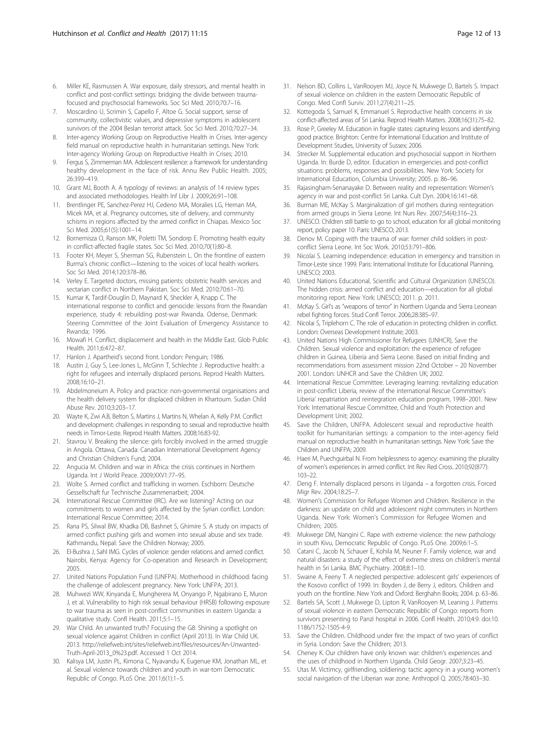6. Miller KE, Rasmussen A. War exposure, daily stressors, and mental health in conflict and post-conflict settings: bridging the divide between trauma-focused and psychosocial frameworks. Soc Sci Med. 2010;70:7–16.
7. Moscardino U, Scrimin S, Capello F, Altoe G. Social support, sense of community, collectivistic values, and depressive symptoms in adolescent survivors of the 2004 Beslan terrorist attack. Soc Sci Med. 2010;70:27–34.
8. Inter-agency Working Group on Reproductive Health in Crises. Inter-agency field manual on reproductive health in humanitarian settings. New York: Inter-agency Working Group on Reproductive Health in Crises; 2010.
9. Fergus S, Zimmerman MA. Adolescent resilience: a framework for understanding healthy development in the face of risk. Annu Rev Public Health. 2005; 26:399–419.
10. Grant MJ, Booth A. A typology of reviews: an analysis of 14 review types and associated methodologies. Health Inf Libr J. 2009;26:91–108.
11. Brentlinger PE, Sanchez-Perez HJ, Cedeno MA, Moralies LG, Hernan MA, Micek MA, et al. Pregnancy outcomes, site of delivery, and community schisms in regions affected by the armed conflict in Chiapas. Mexico Soc Sci Med. 2005;61(5):1001–14.
12. Bornemisza O, Ranson MK, Poletti TM, Sondorp E. Promoting health equity in conflict-affected fragile states. Soc Sci Med. 2010;70(1):80–8.
13. Footer KH, Meyer S, Sherman SG, Rubenstein L. On the frontline of eastern Burma's chronic conflict—listening to the voices of local health workers. Soc Sci Med. 2014;120:378–86.
14. Verley E. Targeted doctors, missing patients: obstetric health services and sectarian conflict in Northern Pakistan. Soc Sci Med. 2010;70:61–70.
15. Kumar K, Tardif-Douglin D, Maynard K, Sheckler A, Knapp C. The international response to conflict and genocide: lessons from the Rwandan experience, study 4: rebuilding post-war Rwanda. Odense, Denmark: Steering Committee of the Joint Evaluation of Emergency Assistance to Rwanda; 1996.
16. Mowafi H. Conflict, displacement and health in the Middle East. Glob Public Health. 2011;6:472–87.
17. Hanlon J. Apartheid's second front. London: Penguin; 1986.
18. Austin J, Guy S, Lee-Jones L, McGinn T, Schlechte J. Reproductive health: a right for refugees and internally displaced persons. Reprod Health Matters. 2008;16:10–21.
19. Abdelmoneium A. Policy and practice: non-governmental organisations and the health delivery system for displaced children in Khartoum. Sudan Child Abuse Rev. 2010;3:203–17.
20. Wayte K, Zwi A.B, Belton S, Martins J, Martins N, Whelan A, Kelly P.M. Conflict and development: challenges in responding to sexual and reproductive health needs in Timor-Leste. Reprod Health Matters. 2008;16:83-92.
21. Stavrou V. Breaking the silence: girls forcibly involved in the armed struggle in Angola. Ottawa, Canada: Canadian International Development Agency and Christian Children's Fund; 2004.
22. Angucia M. Children and war in Africa: the crisis continues in Northern Uganda. Int J World Peace. 2009;XXV1:77–95.
23. Wolte S. Armed conflict and trafficking in women. Eschborn: Deutsche Gessellschaft fur Technische Zusammenarbeit; 2004.
24. International Rescue Committee (IRC). Are we listening? Acting on our commitments to women and girls affected by the Syrian conflict. London: International Rescue Committee; 2014.
25. Rana PS, Silwal BW, Khadka DB, Bashnet S, Ghimire S. A study on impacts of armed conflict pushing girls and women into sexual abuse and sex trade. Kathmandu, Nepal: Save the Children Norway; 2005.
26. El-Bushra J, Sahl IMG. Cycles of violence: gender relations and armed conflict. Nairobi, Kenya: Agency for Co-operation and Research in Development; 2005.
27. United Nations Population Fund (UNFPA). Motherhood in childhood: facing the challenge of adolescent pregnancy. New York: UNFPA; 2013.
28. Muhwezi WW, Kinyanda E, Mungherera M, Onyango P, Ngabirano E, Muron J, et al. Vulnerability to high risk sexual behaviour (HRSB) following exposure to war trauma as seen in post-conflict communities in eastern Uganda: a qualitative study. Confl Health. 2011;5:1–15.
29. War Child. An unwanted truth? Focusing the G8: Shining a spotlight on sexual violence against Children in conflict (April 2013). In War Child UK. 2013. http://reliefweb.int/sites/reliefweb.int/files/resources/An-Unwanted-Truth-April-2013_0%23.pdf. Accessed 1 Oct 2014.
30. Kalisya LM, Justin PL, Kimona C, Nyavandu K, Eugenue KM, Jonathan ML, et al. Sexual violence towards children and youth in war-torn Democratic Republic of Congo. PLoS One. 2011;6(1):1–5.
31. Nelson BD, Collins L, VanRooyen MJ, Joyce N, Mukwege D, Bartels S. Impact of sexual violence on children in the eastern Democratic Republic of Congo. Med Confl Surviv. 2011;27(4):211–25.
32. Kottegoda S, Samuel K, Emmanuel S. Reproductive health concerns in six conflict-affected areas of Sri Lanka. Reprod Health Matters. 2008;16(31):75–82.
33. Rose P, Greeley M. Education in fragile states: capturing lessons and identifying good practice. Brighton: Centre for International Education and Institute of Development Studies, University of Sussex; 2006.
34. Strecker M. Supplemental education and psychosocial support in Northern Uganda. In: Burde D, editor. Education in emergencies and post-conflict situations: problems, responses and possibilities. New York: Society for International Education, Columbia University; 2005. p. 86–96.
35. Rajasingham-Senanayake D. Between reality and representation: Women's agency in war and post-conflict Sri Lanka. Cult Dyn. 2004;16:141–68.
36. Burman ME, McKay S. Marginalization of girl mothers during reintegration from armed groups in Sierra Leone. Int Nurs Rev. 2007;54(4):316–23.
37. UNESCO. Children still battle to go to school, education for all global monitoring report, policy paper 10. Paris: UNESCO; 2013.
38. Denov M. Coping with the trauma of war: former child soldiers in post-conflict Sierra Leone. Int Soc Work. 2010;53:791–806.
39. Nicolai S. Learning independence: education in emergency and transition in Timor-Leste since 1999. Paris: International Institute for Educational Planning, UNESCO; 2003.
40. United Nations Educational, Scientific and Cultural Organization (UNESCO). The hidden crisis: armed conflict and education—education for all global monitoring report. New York: UNESCO; 2011. p. 2011.
41. McKay S. Girl's as "weapons of terror" in Northern Uganda and Sierra Leonean rebel fighting forces. Stud Confl Terror. 2006;28:385–97.
42. Nicolai S, Triplehorn C. The role of education in protecting children in conflict. London: Overseas Development Institute; 2003.
43. United Nations High Commissioner for Refugees (UNHCR), Save the Children. Sexual violence and exploitation: the experience of refugee children in Guinea, Liberia and Sierra Leone. Based on initial finding and recommendations from assessment mission 22nd October – 20 November 2001. London: UNHCR and Save the Children UK; 2002.
44. International Rescue Committee. Leveraging learning: revitalizing education in post-conflict Liberia, review of the international Rescue Committee's Liberia' repatriation and reintegration education program, 1998–2001. New York: International Rescue Committee, Child and Youth Protection and Development Unit; 2002.
45. Save the Children, UNFPA. Adolescent sexual and reproductive health toolkit for humanitarian settings: a companion to the inter-agency field manual on reproductive health in humanitarian settings. New York: Save the Children and UNFPA; 2009.
46. Haeri M, Puechguirbal N. From helplessness to agency: examining the plurality of women's experiences in armed conflict. Int Rev Red Cross. 2010;92(877): 103–22.
47. Deng F. Internally displaced persons in Uganda – a forgotten crisis. Forced Migr Rev. 2004;18:25–7.
48. Women's Commission for Refugee Women and Children. Resilience in the darkness: an update on child and adolescent night commuters in Northern Uganda. New York: Women's Commission for Refugee Women and Children; 2005.
49. Mukwege DM, Nangini C. Rape with extreme violence: the new pathology in south Kivu, Democratic Republic of Congo. PLoS One. 2009;6:1–5.
50. Catani C, Jacob N, Schauer E, Kohila M, Neuner F. Family violence, war and natural disasters: a study of the effect of extreme stress on children's mental health in Sri Lanka. BMC Psychiatry. 2008;8:1–10.
51. Swaine A, Feeny T. A neglected perspective: adolescent girls' experiences of the Kosovo conflict of 1999. In: Boyden J, de Berry J, editors. Children and youth on the frontline. New York and Oxford: Berghahn Books; 2004. p. 63–86.
52. Bartels SA, Scott J, Mukwege D, Lipton R, VanRooyen M, Leaning J. Patterns of sexual violence in eastern Democratic Republic of Congo: reports from survivors presenting to Panzi hospital in 2006. Confl Health. 2010;4:9. doi:10.1186/1752-1505-4-9.
53. Save the Children. Childhood under fire: the impact of two years of conflict in Syria. London: Save the Children; 2013.
54. Cheney K. Our children have only known war: children's experiences and the uses of childhood in Northern Uganda. Child Geogr. 2007;3:23–45.
55. Utas M. Victimcy, girlfriending, soldiering: tactic agency in a young women's social navigation of the Liberian war zone. Anthropol Q. 2005;78:403–30.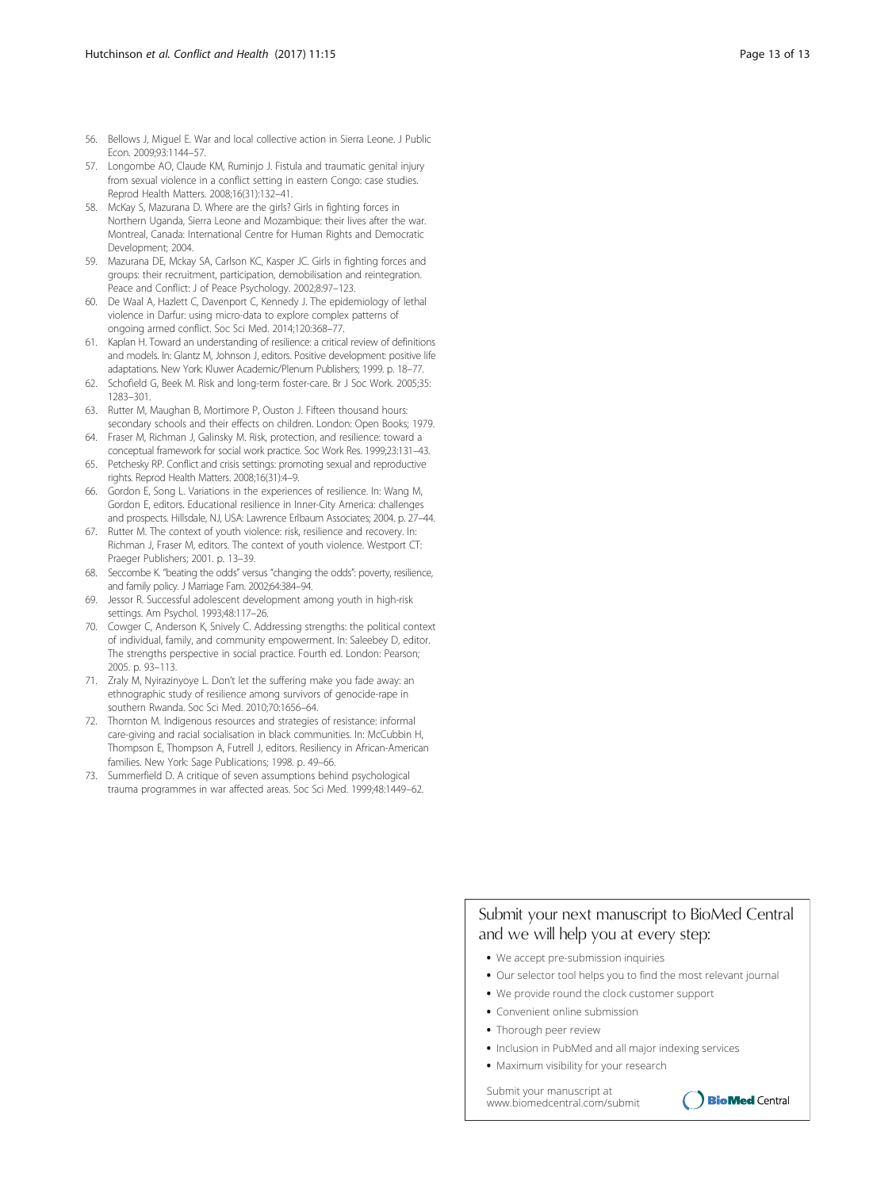56. Bellows J, Miguel E. War and local collective action in Sierra Leone. J Public Econ. 2009;93:1144–57.
57. Longombe AO, Claude KM, Ruminjo J. Fistula and traumatic genital injury from sexual violence in a conflict setting in eastern Congo: case studies. Reprod Health Matters. 2008;16(31):132–41.
58. McKay S, Mazurana D. Where are the girls? Girls in fighting forces in Northern Uganda, Sierra Leone and Mozambique: their lives after the war. Montreal, Canada: International Centre for Human Rights and Democratic Development; 2004.
59. Mazurana DE, Mckay SA, Carlson KC, Kasper JC. Girls in fighting forces and groups: their recruitment, participation, demobilisation and reintegration. Peace and Conflict: J of Peace Psychology. 2002;8:97–123.
60. De Waal A, Hazlett C, Davenport C, Kennedy J. The epidemiology of lethal violence in Darfur: using micro-data to explore complex patterns of ongoing armed conflict. Soc Sci Med. 2014;120:368–77.
61. Kaplan H. Toward an understanding of resilience: a critical review of definitions and models. In: Glantz M, Johnson J, editors. Positive development: positive life adaptations. New York: Kluwer Academic/Plenum Publishers; 1999. p. 18–77.
62. Schofield G, Beek M. Risk and long-term foster-care. Br J Soc Work. 2005;35: 1283–301.
63. Rutter M, Maughan B, Mortimore P, Ouston J. Fifteen thousand hours: secondary schools and their effects on children. London: Open Books; 1979.
64. Fraser M, Richman J, Galinsky M. Risk, protection, and resilience: toward a conceptual framework for social work practice. Soc Work Res. 1999;23:131–43.
65. Petchesky RP. Conflict and crisis settings: promoting sexual and reproductive rights. Reprod Health Matters. 2008;16(31):4–9.
66. Gordon E, Song L. Variations in the experiences of resilience. In: Wang M, Gordon E, editors. Educational resilience in Inner-City America: challenges and prospects. Hillsdale, NJ, USA: Lawrence Erlbaum Associates; 2004. p. 27–44.
67. Rutter M. The context of youth violence: risk, resilience and recovery. In: Richman J, Fraser M, editors. The context of youth violence. Westport CT: Praeger Publishers; 2001. p. 13–39.
68. Seccombe K. "beating the odds" versus "changing the odds": poverty, resilience, and family policy. J Marriage Fam. 2002;64:384–94.
69. Jessor R. Successful adolescent development among youth in high-risk settings. Am Psychol. 1993;48:117–26.
70. Cowger C, Anderson K, Snively C. Addressing strengths: the political context of individual, family, and community empowerment. In: Saleebey D, editor. The strengths perspective in social practice. Fourth ed. London: Pearson; 2005. p. 93–113.
71. Zraly M, Nyirazinyoye L. Don't let the suffering make you fade away: an ethnographic study of resilience among survivors of genocide-rape in southern Rwanda. Soc Sci Med. 2010;70:1656–64.
72. Thornton M. Indigenous resources and strategies of resistance: informal care-giving and racial socialisation in black communities. In: McCubbin H, Thompson E, Thompson A, Futrell J, editors. Resiliency in African-American families. New York: Sage Publications; 1998. p. 49–66.
73. Summerfield D. A critique of seven assumptions behind psychological trauma programmes in war affected areas. Soc Sci Med. 1999;48:1449–62.

Submit your next manuscript to BioMed Central and we will help you at every step:

- We accept pre-submission inquiries
- Our selector tool helps you to find the most relevant journal
- We provide round the clock customer support
- Convenient online submission
- Thorough peer review
- Inclusion in PubMed and all major indexing services
- Maximum visibility for your research

Submit your manuscript at
www.biomedcentral.com/submit

BioMed Central